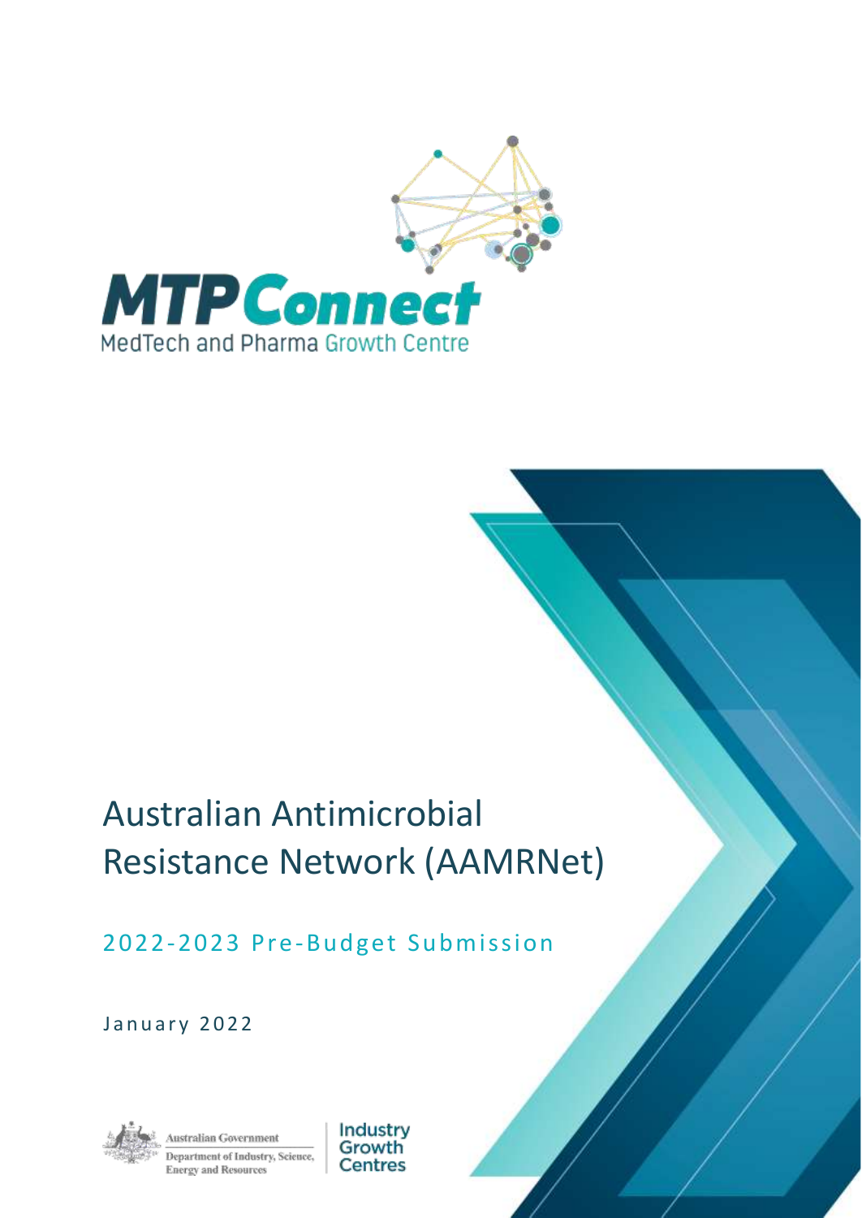MTPConnect

MedTech and Pharma Growth Centre

# Australian Antimicrobial Resistance Network (AAMRNet)

## 2022-2023 Pre-Budget Submission

January 2022

Australian Government

Department of Industry, Science, Energy and Resources

Industry Growth Centres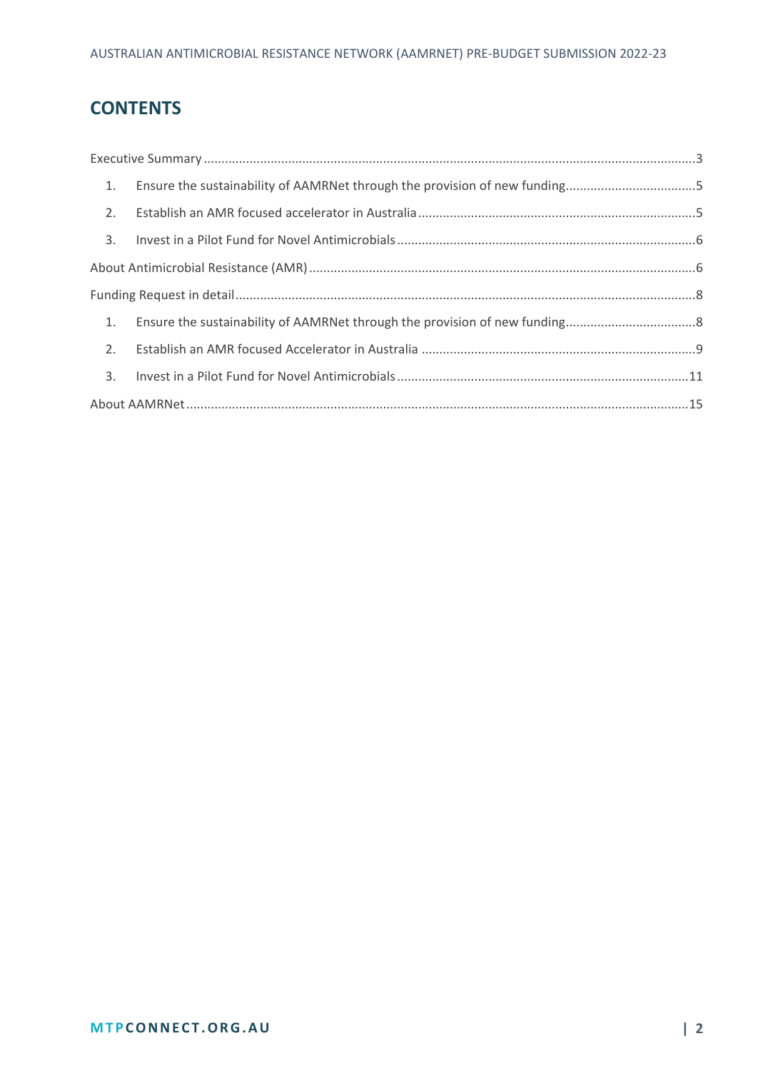# CONTENTS

Executive Summary ............................................................ 3

1. Ensure the sustainability of AAMRNet through the provision of new funding ............ 5
2. Establish an AMR focused accelerator in Australia ............................ 5
3. Invest in a Pilot Fund for Novel Antimicrobials ............................ 6

About Antimicrobial Resistance (AMR) ............................................ 6

Funding Request in detail ........................................................ 8

1. Ensure the sustainability of AAMRNet through the provision of new funding ............ 8
2. Establish an AMR focused Accelerator in Australia ............................ 9
3. Invest in a Pilot Fund for Novel Antimicrobials ............................ 11

About AAMRNet ................................................................ 15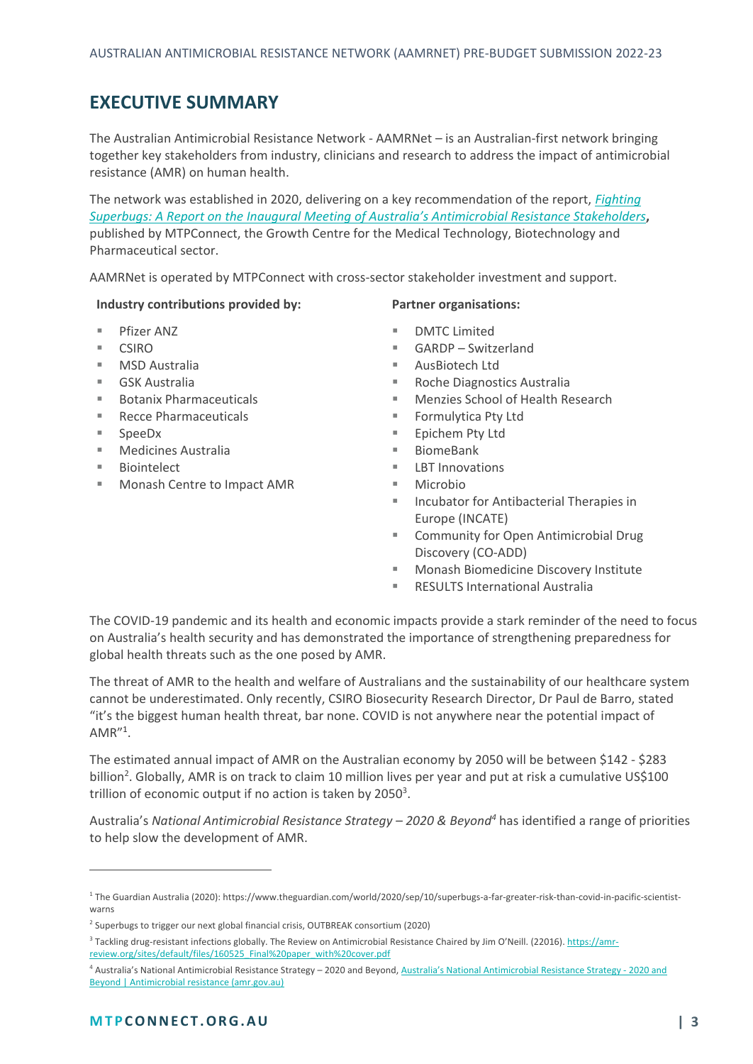## EXECUTIVE SUMMARY

The Australian Antimicrobial Resistance Network - AAMRNet – is an Australian-first network bringing together key stakeholders from industry, clinicians and research to address the impact of antimicrobial resistance (AMR) on human health.

The network was established in 2020, delivering on a key recommendation of the report, *Fighting Superbugs: A Report on the Inaugural Meeting of Australia's Antimicrobial Resistance Stakeholders*, published by MTPConnect, the Growth Centre for the Medical Technology, Biotechnology and Pharmaceutical sector.

AAMRNet is operated by MTPConnect with cross-sector stakeholder investment and support.

**Industry contributions provided by:**

- Pfizer ANZ
- CSIRO
- MSD Australia
- GSK Australia
- Botanix Pharmaceuticals
- Recce Pharmaceuticals
- SpeeDx
- Medicines Australia
- Biointelect
- Monash Centre to Impact AMR

**Partner organisations:**

- DMTC Limited
- GARDP – Switzerland
- AusBiotech Ltd
- Roche Diagnostics Australia
- Menzies School of Health Research
- Formulytica Pty Ltd
- Epichem Pty Ltd
- BiomeBank
- LBT Innovations
- Microbio
- Incubator for Antibacterial Therapies in Europe (INCATE)
- Community for Open Antimicrobial Drug Discovery (CO-ADD)
- Monash Biomedicine Discovery Institute
- RESULTS International Australia

The COVID-19 pandemic and its health and economic impacts provide a stark reminder of the need to focus on Australia's health security and has demonstrated the importance of strengthening preparedness for global health threats such as the one posed by AMR.

The threat of AMR to the health and welfare of Australians and the sustainability of our healthcare system cannot be underestimated. Only recently, CSIRO Biosecurity Research Director, Dr Paul de Barro, stated "it's the biggest human health threat, bar none. COVID is not anywhere near the potential impact of AMR"[1].

The estimated annual impact of AMR on the Australian economy by 2050 will be between $142 - $283 billion[2]. Globally, AMR is on track to claim 10 million lives per year and put at risk a cumulative US$100 trillion of economic output if no action is taken by 2050[3].

Australia's *National Antimicrobial Resistance Strategy – 2020 & Beyond*[4] has identified a range of priorities to help slow the development of AMR.

---

[1] The Guardian Australia (2020): https://www.theguardian.com/world/2020/sep/10/superbugs-a-far-greater-risk-than-covid-in-pacific-scientist-warns

[2] Superbugs to trigger our next global financial crisis, OUTBREAK consortium (2020)

[3] Tackling drug-resistant infections globally. The Review on Antimicrobial Resistance Chaired by Jim O'Neill. (22016). https://amr-review.org/sites/default/files/160525_Final%20paper_with%20cover.pdf

[4] Australia's National Antimicrobial Resistance Strategy – 2020 and Beyond, Australia's National Antimicrobial Resistance Strategy - 2020 and Beyond | Antimicrobial resistance (amr.gov.au)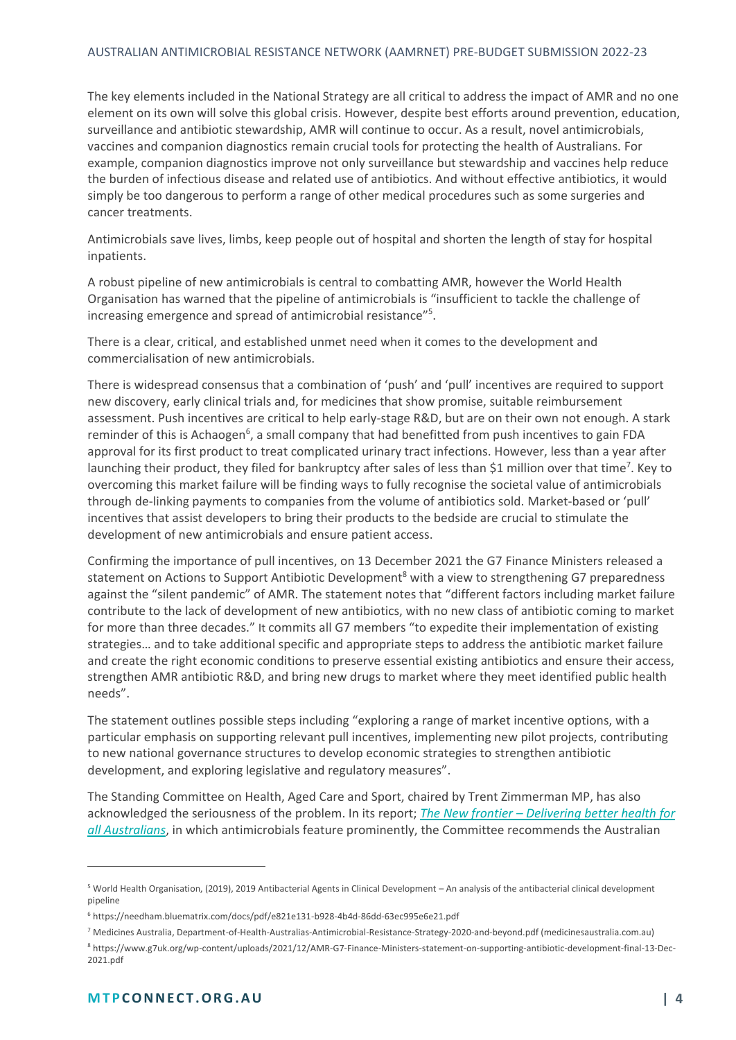The key elements included in the National Strategy are all critical to address the impact of AMR and no one element on its own will solve this global crisis. However, despite best efforts around prevention, education, surveillance and antibiotic stewardship, AMR will continue to occur. As a result, novel antimicrobials, vaccines and companion diagnostics remain crucial tools for protecting the health of Australians. For example, companion diagnostics improve not only surveillance but stewardship and vaccines help reduce the burden of infectious disease and related use of antibiotics. And without effective antibiotics, it would simply be too dangerous to perform a range of other medical procedures such as some surgeries and cancer treatments.

Antimicrobials save lives, limbs, keep people out of hospital and shorten the length of stay for hospital inpatients.

A robust pipeline of new antimicrobials is central to combatting AMR, however the World Health Organisation has warned that the pipeline of antimicrobials is "insufficient to tackle the challenge of increasing emergence and spread of antimicrobial resistance"[5].

There is a clear, critical, and established unmet need when it comes to the development and commercialisation of new antimicrobials.

There is widespread consensus that a combination of 'push' and 'pull' incentives are required to support new discovery, early clinical trials and, for medicines that show promise, suitable reimbursement assessment. Push incentives are critical to help early-stage R&D, but are on their own not enough. A stark reminder of this is Achaogen[6], a small company that had benefitted from push incentives to gain FDA approval for its first product to treat complicated urinary tract infections. However, less than a year after launching their product, they filed for bankruptcy after sales of less than $1 million over that time[7]. Key to overcoming this market failure will be finding ways to fully recognise the societal value of antimicrobials through de-linking payments to companies from the volume of antibiotics sold. Market-based or 'pull' incentives that assist developers to bring their products to the bedside are crucial to stimulate the development of new antimicrobials and ensure patient access.

Confirming the importance of pull incentives, on 13 December 2021 the G7 Finance Ministers released a statement on Actions to Support Antibiotic Development[8] with a view to strengthening G7 preparedness against the "silent pandemic" of AMR. The statement notes that "different factors including market failure contribute to the lack of development of new antibiotics, with no new class of antibiotic coming to market for more than three decades." It commits all G7 members "to expedite their implementation of existing strategies… and to take additional specific and appropriate steps to address the antibiotic market failure and create the right economic conditions to preserve essential existing antibiotics and ensure their access, strengthen AMR antibiotic R&D, and bring new drugs to market where they meet identified public health needs".

The statement outlines possible steps including "exploring a range of market incentive options, with a particular emphasis on supporting relevant pull incentives, implementing new pilot projects, contributing to new national governance structures to develop economic strategies to strengthen antibiotic development, and exploring legislative and regulatory measures".

The Standing Committee on Health, Aged Care and Sport, chaired by Trent Zimmerman MP, has also acknowledged the seriousness of the problem. In its report; *The New frontier – Delivering better health for all Australians*, in which antimicrobials feature prominently, the Committee recommends the Australian

---

[5] World Health Organisation, (2019), 2019 Antibacterial Agents in Clinical Development – An analysis of the antibacterial clinical development pipeline

[6] https://needham.bluematrix.com/docs/pdf/e821e131-b928-4b4d-86dd-63ec995e6e21.pdf

[7] Medicines Australia, Department-of-Health-Australias-Antimicrobial-Resistance-Strategy-2020-and-beyond.pdf (medicinesaustralia.com.au)

[8] https://www.g7uk.org/wp-content/uploads/2021/12/AMR-G7-Finance-Ministers-statement-on-supporting-antibiotic-development-final-13-Dec-2021.pdf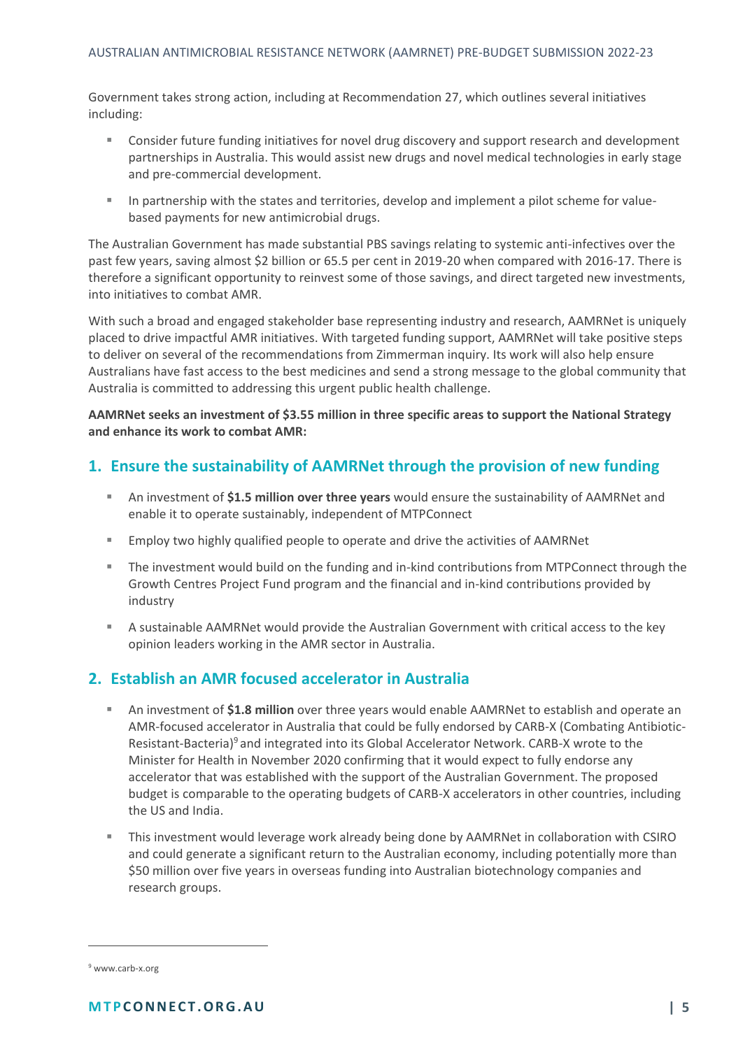Government takes strong action, including at Recommendation 27, which outlines several initiatives including:

- Consider future funding initiatives for novel drug discovery and support research and development partnerships in Australia. This would assist new drugs and novel medical technologies in early stage and pre-commercial development.
- In partnership with the states and territories, develop and implement a pilot scheme for value-based payments for new antimicrobial drugs.

The Australian Government has made substantial PBS savings relating to systemic anti-infectives over the past few years, saving almost $2 billion or 65.5 per cent in 2019-20 when compared with 2016-17. There is therefore a significant opportunity to reinvest some of those savings, and direct targeted new investments, into initiatives to combat AMR.

With such a broad and engaged stakeholder base representing industry and research, AAMRNet is uniquely placed to drive impactful AMR initiatives. With targeted funding support, AAMRNet will take positive steps to deliver on several of the recommendations from Zimmerman inquiry. Its work will also help ensure Australians have fast access to the best medicines and send a strong message to the global community that Australia is committed to addressing this urgent public health challenge.

**AAMRNet seeks an investment of $3.55 million in three specific areas to support the National Strategy and enhance its work to combat AMR:**

## 1. Ensure the sustainability of AAMRNet through the provision of new funding

- An investment of **$1.5 million over three years** would ensure the sustainability of AAMRNet and enable it to operate sustainably, independent of MTPConnect
- Employ two highly qualified people to operate and drive the activities of AAMRNet
- The investment would build on the funding and in-kind contributions from MTPConnect through the Growth Centres Project Fund program and the financial and in-kind contributions provided by industry
- A sustainable AAMRNet would provide the Australian Government with critical access to the key opinion leaders working in the AMR sector in Australia.

## 2. Establish an AMR focused accelerator in Australia

- An investment of **$1.8 million** over three years would enable AAMRNet to establish and operate an AMR-focused accelerator in Australia that could be fully endorsed by CARB-X (Combating Antibiotic-Resistant-Bacteria)[9] and integrated into its Global Accelerator Network. CARB-X wrote to the Minister for Health in November 2020 confirming that it would expect to fully endorse any accelerator that was established with the support of the Australian Government. The proposed budget is comparable to the operating budgets of CARB-X accelerators in other countries, including the US and India.
- This investment would leverage work already being done by AAMRNet in collaboration with CSIRO and could generate a significant return to the Australian economy, including potentially more than $50 million over five years in overseas funding into Australian biotechnology companies and research groups.

[9] www.carb-x.org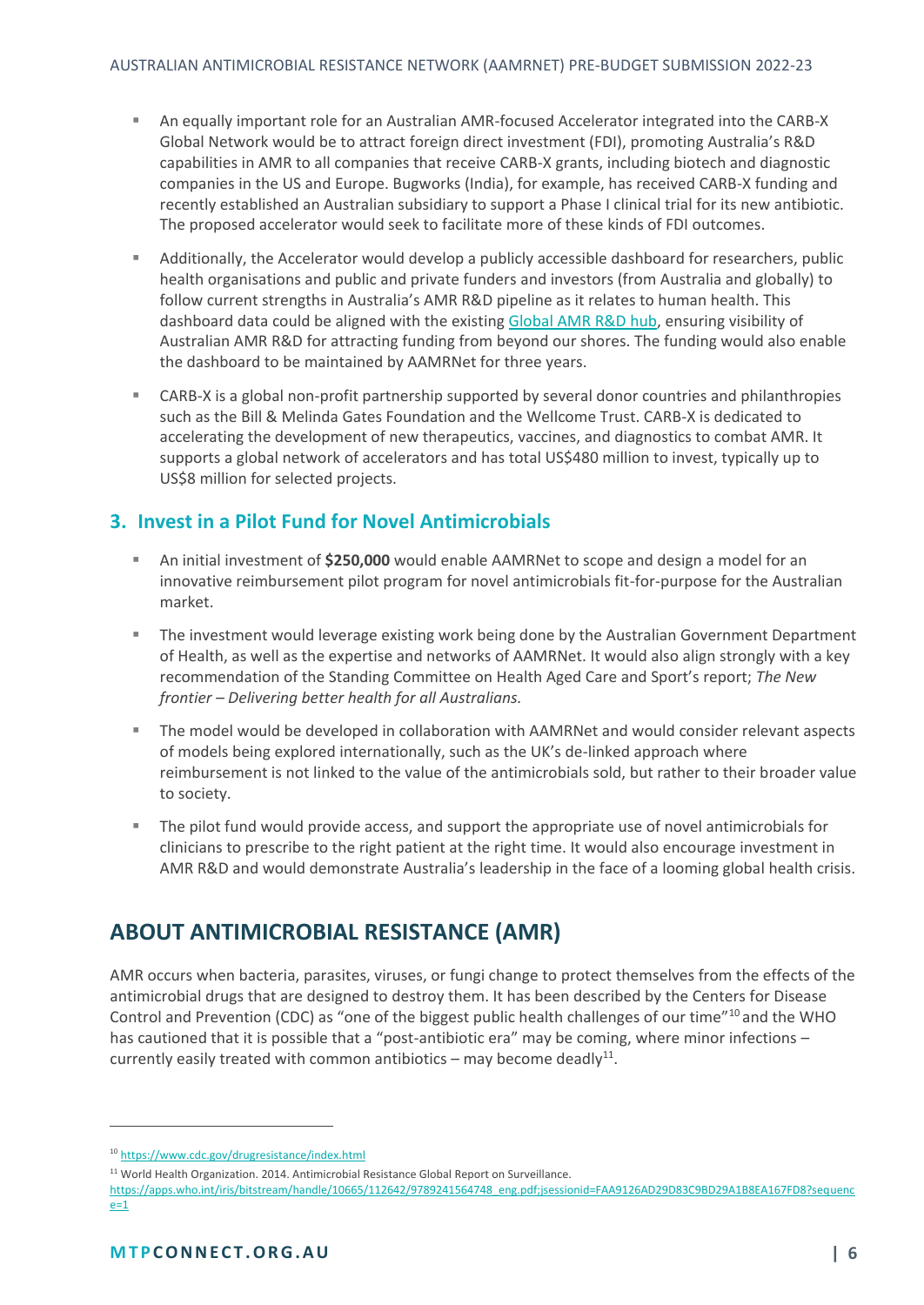- An equally important role for an Australian AMR-focused Accelerator integrated into the CARB-X Global Network would be to attract foreign direct investment (FDI), promoting Australia's R&D capabilities in AMR to all companies that receive CARB-X grants, including biotech and diagnostic companies in the US and Europe. Bugworks (India), for example, has received CARB-X funding and recently established an Australian subsidiary to support a Phase I clinical trial for its new antibiotic. The proposed accelerator would seek to facilitate more of these kinds of FDI outcomes.
- Additionally, the Accelerator would develop a publicly accessible dashboard for researchers, public health organisations and public and private funders and investors (from Australia and globally) to follow current strengths in Australia's AMR R&D pipeline as it relates to human health. This dashboard data could be aligned with the existing Global AMR R&D hub, ensuring visibility of Australian AMR R&D for attracting funding from beyond our shores. The funding would also enable the dashboard to be maintained by AAMRNet for three years.
- CARB-X is a global non-profit partnership supported by several donor countries and philanthropies such as the Bill & Melinda Gates Foundation and the Wellcome Trust. CARB-X is dedicated to accelerating the development of new therapeutics, vaccines, and diagnostics to combat AMR. It supports a global network of accelerators and has total US$480 million to invest, typically up to US$8 million for selected projects.

### 3. Invest in a Pilot Fund for Novel Antimicrobials

- An initial investment of **$250,000** would enable AAMRNet to scope and design a model for an innovative reimbursement pilot program for novel antimicrobials fit-for-purpose for the Australian market.
- The investment would leverage existing work being done by the Australian Government Department of Health, as well as the expertise and networks of AAMRNet. It would also align strongly with a key recommendation of the Standing Committee on Health Aged Care and Sport's report; *The New frontier – Delivering better health for all Australians.*
- The model would be developed in collaboration with AAMRNet and would consider relevant aspects of models being explored internationally, such as the UK's de-linked approach where reimbursement is not linked to the value of the antimicrobials sold, but rather to their broader value to society.
- The pilot fund would provide access, and support the appropriate use of novel antimicrobials for clinicians to prescribe to the right patient at the right time. It would also encourage investment in AMR R&D and would demonstrate Australia's leadership in the face of a looming global health crisis.

## ABOUT ANTIMICROBIAL RESISTANCE (AMR)

AMR occurs when bacteria, parasites, viruses, or fungi change to protect themselves from the effects of the antimicrobial drugs that are designed to destroy them. It has been described by the Centers for Disease Control and Prevention (CDC) as "one of the biggest public health challenges of our time"[10] and the WHO has cautioned that it is possible that a "post-antibiotic era" may be coming, where minor infections – currently easily treated with common antibiotics – may become deadly[11].

[10] https://www.cdc.gov/drugresistance/index.html

[11] World Health Organization. 2014. Antimicrobial Resistance Global Report on Surveillance. https://apps.who.int/iris/bitstream/handle/10665/112642/9789241564748_eng.pdf;jsessionid=FAA9126AD29D83C9BD29A1B8EA167FD8?sequence=1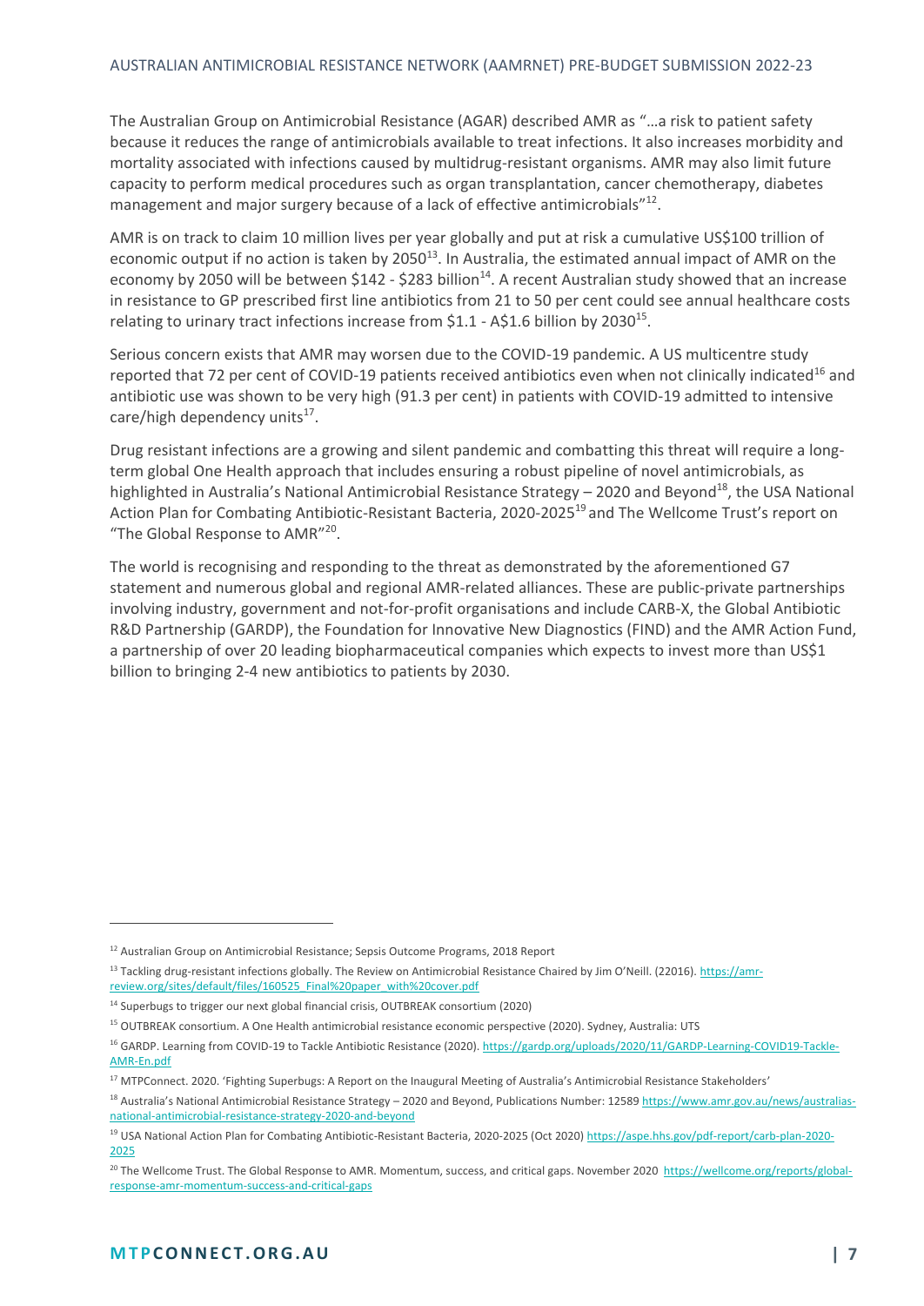The Australian Group on Antimicrobial Resistance (AGAR) described AMR as "…a risk to patient safety because it reduces the range of antimicrobials available to treat infections. It also increases morbidity and mortality associated with infections caused by multidrug-resistant organisms. AMR may also limit future capacity to perform medical procedures such as organ transplantation, cancer chemotherapy, diabetes management and major surgery because of a lack of effective antimicrobials"[12].

AMR is on track to claim 10 million lives per year globally and put at risk a cumulative US$100 trillion of economic output if no action is taken by 2050[13]. In Australia, the estimated annual impact of AMR on the economy by 2050 will be between $142 - $283 billion[14]. A recent Australian study showed that an increase in resistance to GP prescribed first line antibiotics from 21 to 50 per cent could see annual healthcare costs relating to urinary tract infections increase from $1.1 - A$1.6 billion by 2030[15].

Serious concern exists that AMR may worsen due to the COVID-19 pandemic. A US multicentre study reported that 72 per cent of COVID-19 patients received antibiotics even when not clinically indicated[16] and antibiotic use was shown to be very high (91.3 per cent) in patients with COVID-19 admitted to intensive care/high dependency units[17].

Drug resistant infections are a growing and silent pandemic and combatting this threat will require a long-term global One Health approach that includes ensuring a robust pipeline of novel antimicrobials, as highlighted in Australia's National Antimicrobial Resistance Strategy – 2020 and Beyond[18], the USA National Action Plan for Combating Antibiotic-Resistant Bacteria, 2020-2025[19] and The Wellcome Trust's report on "The Global Response to AMR"[20].

The world is recognising and responding to the threat as demonstrated by the aforementioned G7 statement and numerous global and regional AMR-related alliances. These are public-private partnerships involving industry, government and not-for-profit organisations and include CARB-X, the Global Antibiotic R&D Partnership (GARDP), the Foundation for Innovative New Diagnostics (FIND) and the AMR Action Fund, a partnership of over 20 leading biopharmaceutical companies which expects to invest more than US$1 billion to bringing 2-4 new antibiotics to patients by 2030.

---

[12] Australian Group on Antimicrobial Resistance; Sepsis Outcome Programs, 2018 Report

[13] Tackling drug-resistant infections globally. The Review on Antimicrobial Resistance Chaired by Jim O'Neill. (22016). https://amr-review.org/sites/default/files/160525_Final%20paper_with%20cover.pdf

[14] Superbugs to trigger our next global financial crisis, OUTBREAK consortium (2020)

[15] OUTBREAK consortium. A One Health antimicrobial resistance economic perspective (2020). Sydney, Australia: UTS

[16] GARDP. Learning from COVID-19 to Tackle Antibiotic Resistance (2020). https://gardp.org/uploads/2020/11/GARDP-Learning-COVID19-Tackle-AMR-En.pdf

[17] MTPConnect. 2020. 'Fighting Superbugs: A Report on the Inaugural Meeting of Australia's Antimicrobial Resistance Stakeholders'

[18] Australia's National Antimicrobial Resistance Strategy – 2020 and Beyond, Publications Number: 12589 https://www.amr.gov.au/news/australias-national-antimicrobial-resistance-strategy-2020-and-beyond

[19] USA National Action Plan for Combating Antibiotic-Resistant Bacteria, 2020-2025 (Oct 2020) https://aspe.hhs.gov/pdf-report/carb-plan-2020-2025

[20] The Wellcome Trust. The Global Response to AMR. Momentum, success, and critical gaps. November 2020 https://wellcome.org/reports/global-response-amr-momentum-success-and-critical-gaps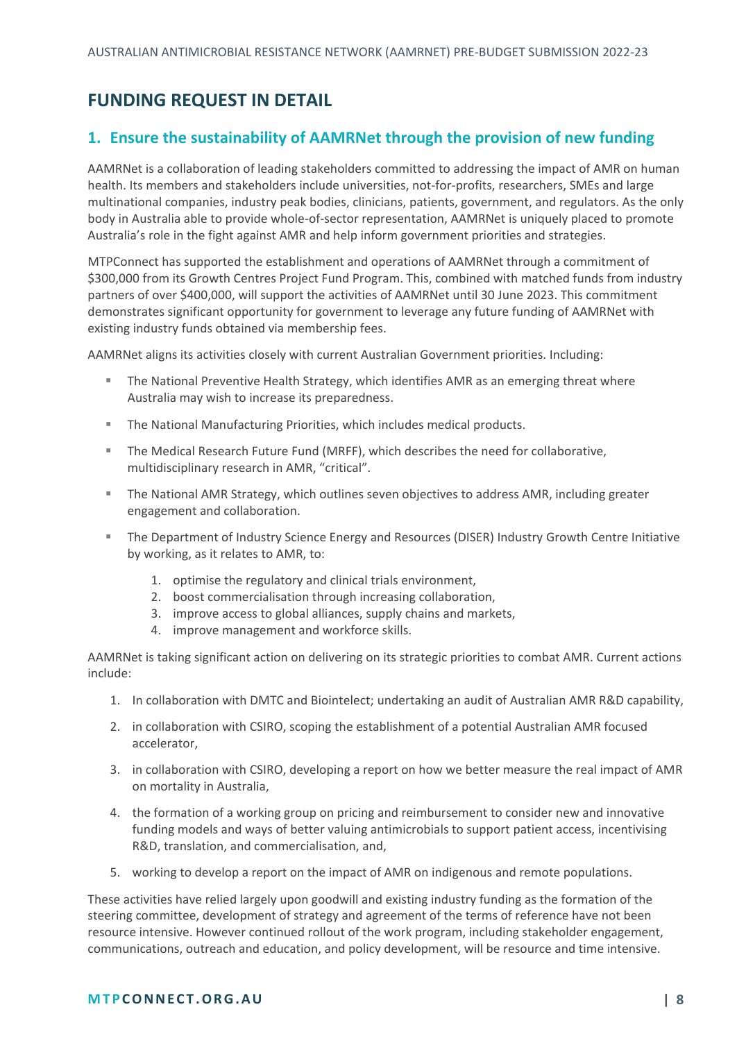## FUNDING REQUEST IN DETAIL

### 1. Ensure the sustainability of AAMRNet through the provision of new funding

AAMRNet is a collaboration of leading stakeholders committed to addressing the impact of AMR on human health. Its members and stakeholders include universities, not-for-profits, researchers, SMEs and large multinational companies, industry peak bodies, clinicians, patients, government, and regulators. As the only body in Australia able to provide whole-of-sector representation, AAMRNet is uniquely placed to promote Australia's role in the fight against AMR and help inform government priorities and strategies.

MTPConnect has supported the establishment and operations of AAMRNet through a commitment of $300,000 from its Growth Centres Project Fund Program. This, combined with matched funds from industry partners of over $400,000, will support the activities of AAMRNet until 30 June 2023. This commitment demonstrates significant opportunity for government to leverage any future funding of AAMRNet with existing industry funds obtained via membership fees.

AAMRNet aligns its activities closely with current Australian Government priorities. Including:

- The National Preventive Health Strategy, which identifies AMR as an emerging threat where Australia may wish to increase its preparedness.
- The National Manufacturing Priorities, which includes medical products.
- The Medical Research Future Fund (MRFF), which describes the need for collaborative, multidisciplinary research in AMR, "critical".
- The National AMR Strategy, which outlines seven objectives to address AMR, including greater engagement and collaboration.
- The Department of Industry Science Energy and Resources (DISER) Industry Growth Centre Initiative by working, as it relates to AMR, to:
    1. optimise the regulatory and clinical trials environment,
    2. boost commercialisation through increasing collaboration,
    3. improve access to global alliances, supply chains and markets,
    4. improve management and workforce skills.

AAMRNet is taking significant action on delivering on its strategic priorities to combat AMR. Current actions include:

1. In collaboration with DMTC and Biointelect; undertaking an audit of Australian AMR R&D capability,
2. in collaboration with CSIRO, scoping the establishment of a potential Australian AMR focused accelerator,
3. in collaboration with CSIRO, developing a report on how we better measure the real impact of AMR on mortality in Australia,
4. the formation of a working group on pricing and reimbursement to consider new and innovative funding models and ways of better valuing antimicrobials to support patient access, incentivising R&D, translation, and commercialisation, and,
5. working to develop a report on the impact of AMR on indigenous and remote populations.

These activities have relied largely upon goodwill and existing industry funding as the formation of the steering committee, development of strategy and agreement of the terms of reference have not been resource intensive. However continued rollout of the work program, including stakeholder engagement, communications, outreach and education, and policy development, will be resource and time intensive.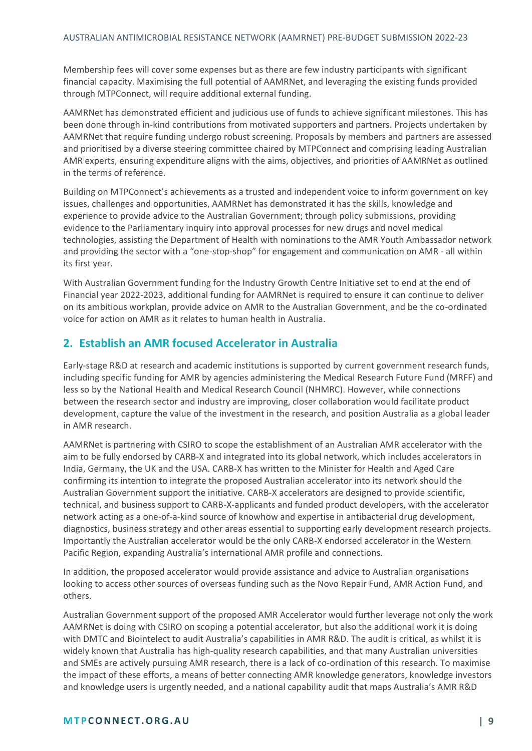Membership fees will cover some expenses but as there are few industry participants with significant financial capacity. Maximising the full potential of AAMRNet, and leveraging the existing funds provided through MTPConnect, will require additional external funding.

AAMRNet has demonstrated efficient and judicious use of funds to achieve significant milestones. This has been done through in-kind contributions from motivated supporters and partners. Projects undertaken by AAMRNet that require funding undergo robust screening. Proposals by members and partners are assessed and prioritised by a diverse steering committee chaired by MTPConnect and comprising leading Australian AMR experts, ensuring expenditure aligns with the aims, objectives, and priorities of AAMRNet as outlined in the terms of reference.

Building on MTPConnect's achievements as a trusted and independent voice to inform government on key issues, challenges and opportunities, AAMRNet has demonstrated it has the skills, knowledge and experience to provide advice to the Australian Government; through policy submissions, providing evidence to the Parliamentary inquiry into approval processes for new drugs and novel medical technologies, assisting the Department of Health with nominations to the AMR Youth Ambassador network and providing the sector with a "one-stop-shop" for engagement and communication on AMR - all within its first year.

With Australian Government funding for the Industry Growth Centre Initiative set to end at the end of Financial year 2022-2023, additional funding for AAMRNet is required to ensure it can continue to deliver on its ambitious workplan, provide advice on AMR to the Australian Government, and be the co-ordinated voice for action on AMR as it relates to human health in Australia.

## 2. Establish an AMR focused Accelerator in Australia

Early-stage R&D at research and academic institutions is supported by current government research funds, including specific funding for AMR by agencies administering the Medical Research Future Fund (MRFF) and less so by the National Health and Medical Research Council (NHMRC). However, while connections between the research sector and industry are improving, closer collaboration would facilitate product development, capture the value of the investment in the research, and position Australia as a global leader in AMR research.

AAMRNet is partnering with CSIRO to scope the establishment of an Australian AMR accelerator with the aim to be fully endorsed by CARB-X and integrated into its global network, which includes accelerators in India, Germany, the UK and the USA. CARB-X has written to the Minister for Health and Aged Care confirming its intention to integrate the proposed Australian accelerator into its network should the Australian Government support the initiative. CARB-X accelerators are designed to provide scientific, technical, and business support to CARB-X-applicants and funded product developers, with the accelerator network acting as a one-of-a-kind source of knowhow and expertise in antibacterial drug development, diagnostics, business strategy and other areas essential to supporting early development research projects. Importantly the Australian accelerator would be the only CARB-X endorsed accelerator in the Western Pacific Region, expanding Australia's international AMR profile and connections.

In addition, the proposed accelerator would provide assistance and advice to Australian organisations looking to access other sources of overseas funding such as the Novo Repair Fund, AMR Action Fund, and others.

Australian Government support of the proposed AMR Accelerator would further leverage not only the work AAMRNet is doing with CSIRO on scoping a potential accelerator, but also the additional work it is doing with DMTC and Biointelect to audit Australia's capabilities in AMR R&D. The audit is critical, as whilst it is widely known that Australia has high-quality research capabilities, and that many Australian universities and SMEs are actively pursuing AMR research, there is a lack of co-ordination of this research. To maximise the impact of these efforts, a means of better connecting AMR knowledge generators, knowledge investors and knowledge users is urgently needed, and a national capability audit that maps Australia's AMR R&D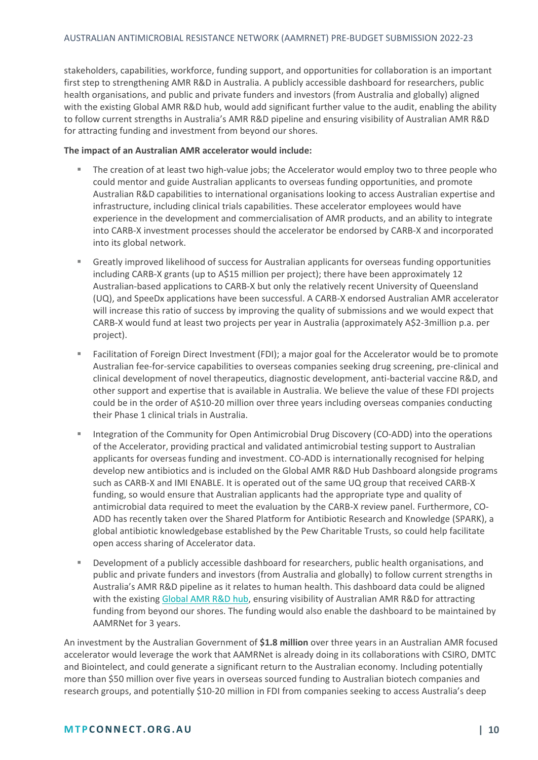stakeholders, capabilities, workforce, funding support, and opportunities for collaboration is an important first step to strengthening AMR R&D in Australia. A publicly accessible dashboard for researchers, public health organisations, and public and private funders and investors (from Australia and globally) aligned with the existing Global AMR R&D hub, would add significant further value to the audit, enabling the ability to follow current strengths in Australia's AMR R&D pipeline and ensuring visibility of Australian AMR R&D for attracting funding and investment from beyond our shores.

**The impact of an Australian AMR accelerator would include:**

- The creation of at least two high-value jobs; the Accelerator would employ two to three people who could mentor and guide Australian applicants to overseas funding opportunities, and promote Australian R&D capabilities to international organisations looking to access Australian expertise and infrastructure, including clinical trials capabilities. These accelerator employees would have experience in the development and commercialisation of AMR products, and an ability to integrate into CARB-X investment processes should the accelerator be endorsed by CARB-X and incorporated into its global network.
- Greatly improved likelihood of success for Australian applicants for overseas funding opportunities including CARB-X grants (up to A$15 million per project); there have been approximately 12 Australian-based applications to CARB-X but only the relatively recent University of Queensland (UQ), and SpeeDx applications have been successful. A CARB-X endorsed Australian AMR accelerator will increase this ratio of success by improving the quality of submissions and we would expect that CARB-X would fund at least two projects per year in Australia (approximately A$2-3million p.a. per project).
- Facilitation of Foreign Direct Investment (FDI); a major goal for the Accelerator would be to promote Australian fee-for-service capabilities to overseas companies seeking drug screening, pre-clinical and clinical development of novel therapeutics, diagnostic development, anti-bacterial vaccine R&D, and other support and expertise that is available in Australia. We believe the value of these FDI projects could be in the order of A$10-20 million over three years including overseas companies conducting their Phase 1 clinical trials in Australia.
- Integration of the Community for Open Antimicrobial Drug Discovery (CO-ADD) into the operations of the Accelerator, providing practical and validated antimicrobial testing support to Australian applicants for overseas funding and investment. CO-ADD is internationally recognised for helping develop new antibiotics and is included on the Global AMR R&D Hub Dashboard alongside programs such as CARB-X and IMI ENABLE. It is operated out of the same UQ group that received CARB-X funding, so would ensure that Australian applicants had the appropriate type and quality of antimicrobial data required to meet the evaluation by the CARB-X review panel. Furthermore, CO-ADD has recently taken over the Shared Platform for Antibiotic Research and Knowledge (SPARK), a global antibiotic knowledgebase established by the Pew Charitable Trusts, so could help facilitate open access sharing of Accelerator data.
- Development of a publicly accessible dashboard for researchers, public health organisations, and public and private funders and investors (from Australia and globally) to follow current strengths in Australia's AMR R&D pipeline as it relates to human health. This dashboard data could be aligned with the existing Global AMR R&D hub, ensuring visibility of Australian AMR R&D for attracting funding from beyond our shores. The funding would also enable the dashboard to be maintained by AAMRNet for 3 years.

An investment by the Australian Government of **$1.8 million** over three years in an Australian AMR focused accelerator would leverage the work that AAMRNet is already doing in its collaborations with CSIRO, DMTC and Biointelect, and could generate a significant return to the Australian economy. Including potentially more than $50 million over five years in overseas sourced funding to Australian biotech companies and research groups, and potentially $10-20 million in FDI from companies seeking to access Australia's deep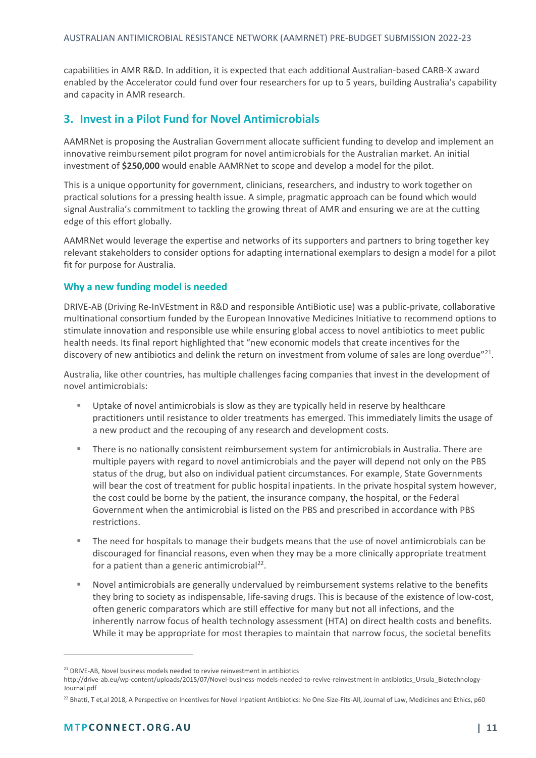capabilities in AMR R&D. In addition, it is expected that each additional Australian-based CARB-X award enabled by the Accelerator could fund over four researchers for up to 5 years, building Australia's capability and capacity in AMR research.

## 3. Invest in a Pilot Fund for Novel Antimicrobials

AAMRNet is proposing the Australian Government allocate sufficient funding to develop and implement an innovative reimbursement pilot program for novel antimicrobials for the Australian market. An initial investment of **$250,000** would enable AAMRNet to scope and develop a model for the pilot.

This is a unique opportunity for government, clinicians, researchers, and industry to work together on practical solutions for a pressing health issue. A simple, pragmatic approach can be found which would signal Australia's commitment to tackling the growing threat of AMR and ensuring we are at the cutting edge of this effort globally.

AAMRNet would leverage the expertise and networks of its supporters and partners to bring together key relevant stakeholders to consider options for adapting international exemplars to design a model for a pilot fit for purpose for Australia.

### Why a new funding model is needed

DRIVE-AB (Driving Re-InVEstment in R&D and responsible AntiBiotic use) was a public-private, collaborative multinational consortium funded by the European Innovative Medicines Initiative to recommend options to stimulate innovation and responsible use while ensuring global access to novel antibiotics to meet public health needs. Its final report highlighted that "new economic models that create incentives for the discovery of new antibiotics and delink the return on investment from volume of sales are long overdue"[21].

Australia, like other countries, has multiple challenges facing companies that invest in the development of novel antimicrobials:

- Uptake of novel antimicrobials is slow as they are typically held in reserve by healthcare practitioners until resistance to older treatments has emerged. This immediately limits the usage of a new product and the recouping of any research and development costs.
- There is no nationally consistent reimbursement system for antimicrobials in Australia. There are multiple payers with regard to novel antimicrobials and the payer will depend not only on the PBS status of the drug, but also on individual patient circumstances. For example, State Governments will bear the cost of treatment for public hospital inpatients. In the private hospital system however, the cost could be borne by the patient, the insurance company, the hospital, or the Federal Government when the antimicrobial is listed on the PBS and prescribed in accordance with PBS restrictions.
- The need for hospitals to manage their budgets means that the use of novel antimicrobials can be discouraged for financial reasons, even when they may be a more clinically appropriate treatment for a patient than a generic antimicrobial[22].
- Novel antimicrobials are generally undervalued by reimbursement systems relative to the benefits they bring to society as indispensable, life-saving drugs. This is because of the existence of low-cost, often generic comparators which are still effective for many but not all infections, and the inherently narrow focus of health technology assessment (HTA) on direct health costs and benefits. While it may be appropriate for most therapies to maintain that narrow focus, the societal benefits

---

[21] DRIVE-AB, Novel business models needed to revive reinvestment in antibiotics http://drive-ab.eu/wp-content/uploads/2015/07/Novel-business-models-needed-to-revive-reinvestment-in-antibiotics_Ursula_Biotechnology-Journal.pdf

[22] Bhatti, T et,al 2018, A Perspective on Incentives for Novel Inpatient Antibiotics: No One-Size-Fits-All, Journal of Law, Medicines and Ethics, p60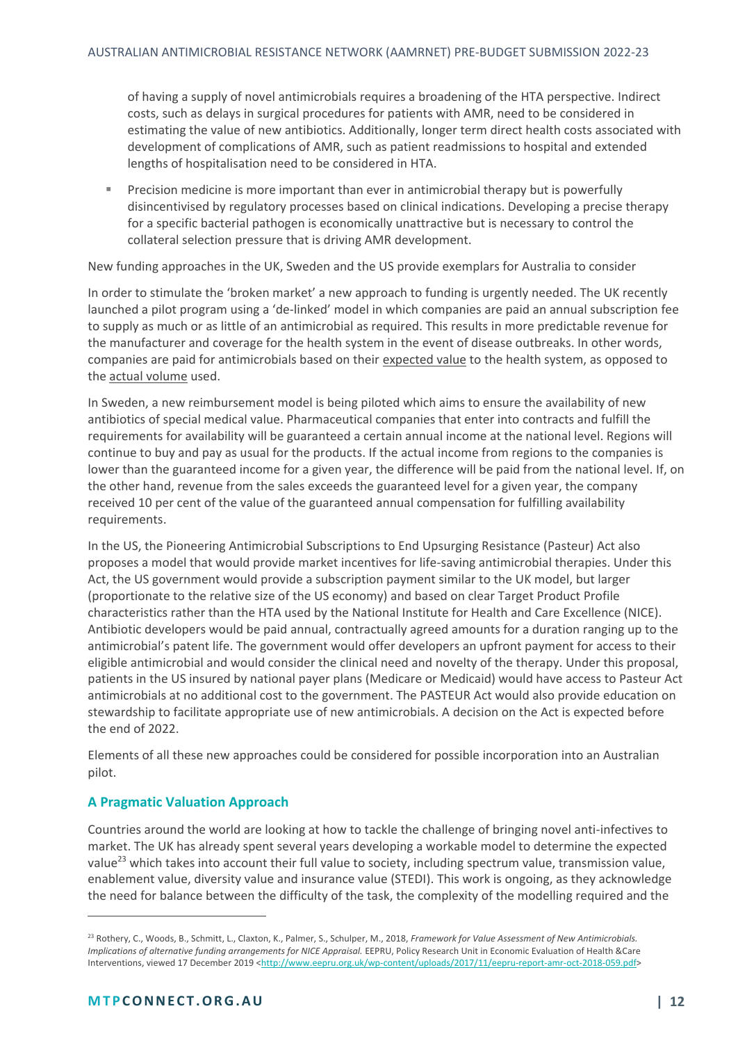of having a supply of novel antimicrobials requires a broadening of the HTA perspective. Indirect costs, such as delays in surgical procedures for patients with AMR, need to be considered in estimating the value of new antibiotics. Additionally, longer term direct health costs associated with development of complications of AMR, such as patient readmissions to hospital and extended lengths of hospitalisation need to be considered in HTA.

- Precision medicine is more important than ever in antimicrobial therapy but is powerfully disincentivised by regulatory processes based on clinical indications. Developing a precise therapy for a specific bacterial pathogen is economically unattractive but is necessary to control the collateral selection pressure that is driving AMR development.

New funding approaches in the UK, Sweden and the US provide exemplars for Australia to consider

In order to stimulate the 'broken market' a new approach to funding is urgently needed. The UK recently launched a pilot program using a 'de-linked' model in which companies are paid an annual subscription fee to supply as much or as little of an antimicrobial as required. This results in more predictable revenue for the manufacturer and coverage for the health system in the event of disease outbreaks. In other words, companies are paid for antimicrobials based on their expected value to the health system, as opposed to the actual volume used.

In Sweden, a new reimbursement model is being piloted which aims to ensure the availability of new antibiotics of special medical value. Pharmaceutical companies that enter into contracts and fulfill the requirements for availability will be guaranteed a certain annual income at the national level. Regions will continue to buy and pay as usual for the products. If the actual income from regions to the companies is lower than the guaranteed income for a given year, the difference will be paid from the national level. If, on the other hand, revenue from the sales exceeds the guaranteed level for a given year, the company received 10 per cent of the value of the guaranteed annual compensation for fulfilling availability requirements.

In the US, the Pioneering Antimicrobial Subscriptions to End Upsurging Resistance (Pasteur) Act also proposes a model that would provide market incentives for life-saving antimicrobial therapies. Under this Act, the US government would provide a subscription payment similar to the UK model, but larger (proportionate to the relative size of the US economy) and based on clear Target Product Profile characteristics rather than the HTA used by the National Institute for Health and Care Excellence (NICE). Antibiotic developers would be paid annual, contractually agreed amounts for a duration ranging up to the antimicrobial's patent life. The government would offer developers an upfront payment for access to their eligible antimicrobial and would consider the clinical need and novelty of the therapy. Under this proposal, patients in the US insured by national payer plans (Medicare or Medicaid) would have access to Pasteur Act antimicrobials at no additional cost to the government. The PASTEUR Act would also provide education on stewardship to facilitate appropriate use of new antimicrobials. A decision on the Act is expected before the end of 2022.

Elements of all these new approaches could be considered for possible incorporation into an Australian pilot.

### A Pragmatic Valuation Approach

Countries around the world are looking at how to tackle the challenge of bringing novel anti-infectives to market. The UK has already spent several years developing a workable model to determine the expected value[23] which takes into account their full value to society, including spectrum value, transmission value, enablement value, diversity value and insurance value (STEDI). This work is ongoing, as they acknowledge the need for balance between the difficulty of the task, the complexity of the modelling required and the

---

[23] Rothery, C., Woods, B., Schmitt, L., Claxton, K., Palmer, S., Schulper, M., 2018, *Framework for Value Assessment of New Antimicrobials. Implications of alternative funding arrangements for NICE Appraisal.* EEPRU, Policy Research Unit in Economic Evaluation of Health &Care Interventions, viewed 17 December 2019 <http://www.eepru.org.uk/wp-content/uploads/2017/11/eepru-report-amr-oct-2018-059.pdf>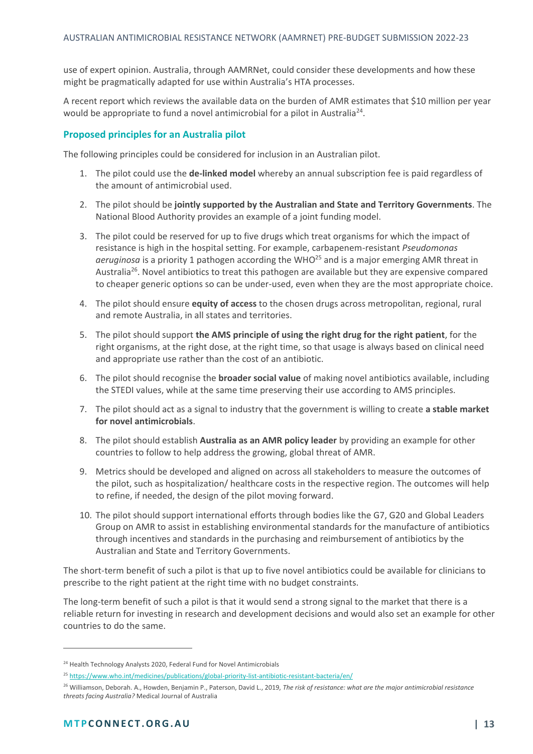use of expert opinion. Australia, through AAMRNet, could consider these developments and how these might be pragmatically adapted for use within Australia's HTA processes.

A recent report which reviews the available data on the burden of AMR estimates that $10 million per year would be appropriate to fund a novel antimicrobial for a pilot in Australia[24].

### Proposed principles for an Australia pilot

The following principles could be considered for inclusion in an Australian pilot.

1. The pilot could use the **de-linked model** whereby an annual subscription fee is paid regardless of the amount of antimicrobial used.
2. The pilot should be **jointly supported by the Australian and State and Territory Governments**. The National Blood Authority provides an example of a joint funding model.
3. The pilot could be reserved for up to five drugs which treat organisms for which the impact of resistance is high in the hospital setting. For example, carbapenem-resistant *Pseudomonas aeruginosa* is a priority 1 pathogen according the WHO[25] and is a major emerging AMR threat in Australia[26]. Novel antibiotics to treat this pathogen are available but they are expensive compared to cheaper generic options so can be under-used, even when they are the most appropriate choice.
4. The pilot should ensure **equity of access** to the chosen drugs across metropolitan, regional, rural and remote Australia, in all states and territories.
5. The pilot should support **the AMS principle of using the right drug for the right patient**, for the right organisms, at the right dose, at the right time, so that usage is always based on clinical need and appropriate use rather than the cost of an antibiotic.
6. The pilot should recognise the **broader social value** of making novel antibiotics available, including the STEDI values, while at the same time preserving their use according to AMS principles.
7. The pilot should act as a signal to industry that the government is willing to create **a stable market for novel antimicrobials**.
8. The pilot should establish **Australia as an AMR policy leader** by providing an example for other countries to follow to help address the growing, global threat of AMR.
9. Metrics should be developed and aligned on across all stakeholders to measure the outcomes of the pilot, such as hospitalization/ healthcare costs in the respective region. The outcomes will help to refine, if needed, the design of the pilot moving forward.
10. The pilot should support international efforts through bodies like the G7, G20 and Global Leaders Group on AMR to assist in establishing environmental standards for the manufacture of antibiotics through incentives and standards in the purchasing and reimbursement of antibiotics by the Australian and State and Territory Governments.

The short-term benefit of such a pilot is that up to five novel antibiotics could be available for clinicians to prescribe to the right patient at the right time with no budget constraints.

The long-term benefit of such a pilot is that it would send a strong signal to the market that there is a reliable return for investing in research and development decisions and would also set an example for other countries to do the same.

---

[24] Health Technology Analysts 2020, Federal Fund for Novel Antimicrobials

[25] https://www.who.int/medicines/publications/global-priority-list-antibiotic-resistant-bacteria/en/

[26] Williamson, Deborah. A., Howden, Benjamin P., Paterson, David L., 2019, *The risk of resistance: what are the major antimicrobial resistance threats facing Australia?* Medical Journal of Australia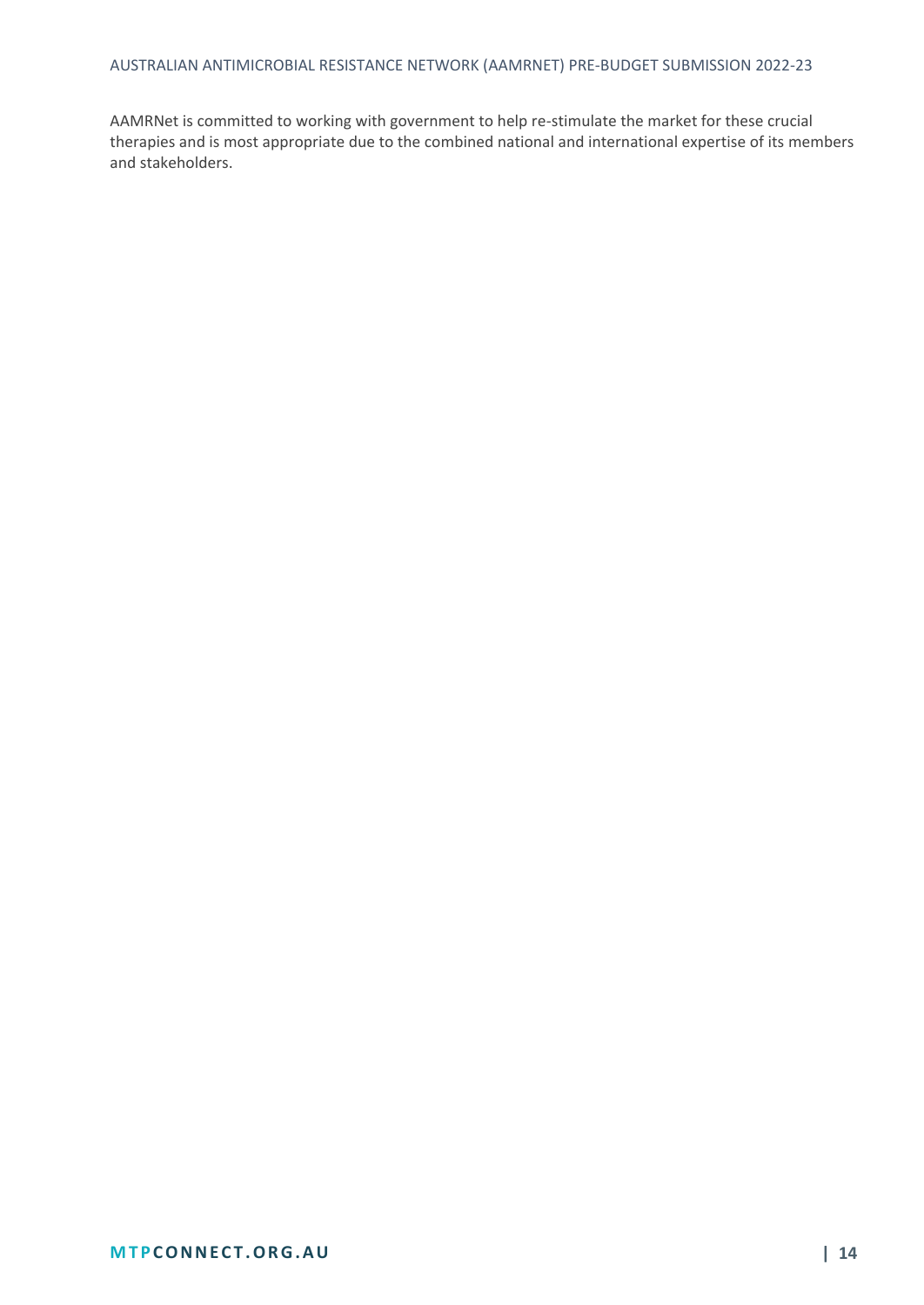AAMRNet is committed to working with government to help re-stimulate the market for these crucial therapies and is most appropriate due to the combined national and international expertise of its members and stakeholders.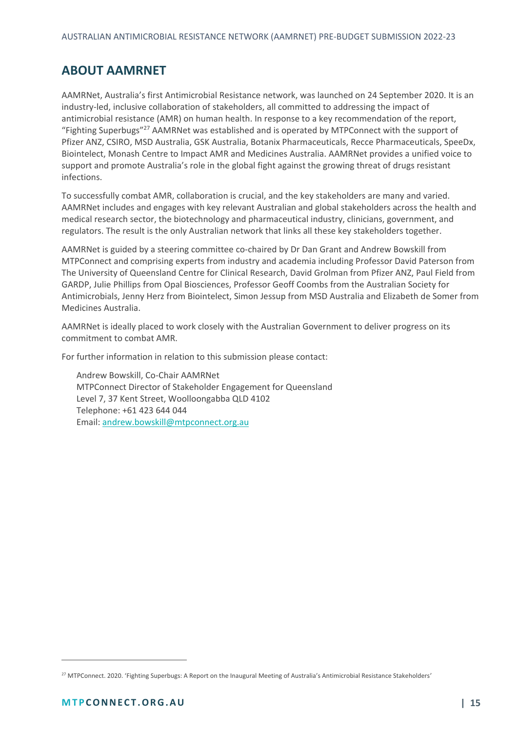## ABOUT AAMRNET

AAMRNet, Australia's first Antimicrobial Resistance network, was launched on 24 September 2020. It is an industry-led, inclusive collaboration of stakeholders, all committed to addressing the impact of antimicrobial resistance (AMR) on human health. In response to a key recommendation of the report, "Fighting Superbugs"[27] AAMRNet was established and is operated by MTPConnect with the support of Pfizer ANZ, CSIRO, MSD Australia, GSK Australia, Botanix Pharmaceuticals, Recce Pharmaceuticals, SpeeDx, Biointelect, Monash Centre to Impact AMR and Medicines Australia. AAMRNet provides a unified voice to support and promote Australia's role in the global fight against the growing threat of drugs resistant infections.

To successfully combat AMR, collaboration is crucial, and the key stakeholders are many and varied. AAMRNet includes and engages with key relevant Australian and global stakeholders across the health and medical research sector, the biotechnology and pharmaceutical industry, clinicians, government, and regulators. The result is the only Australian network that links all these key stakeholders together.

AAMRNet is guided by a steering committee co-chaired by Dr Dan Grant and Andrew Bowskill from MTPConnect and comprising experts from industry and academia including Professor David Paterson from The University of Queensland Centre for Clinical Research, David Grolman from Pfizer ANZ, Paul Field from GARDP, Julie Phillips from Opal Biosciences, Professor Geoff Coombs from the Australian Society for Antimicrobials, Jenny Herz from Biointelect, Simon Jessup from MSD Australia and Elizabeth de Somer from Medicines Australia.

AAMRNet is ideally placed to work closely with the Australian Government to deliver progress on its commitment to combat AMR.

For further information in relation to this submission please contact:

Andrew Bowskill, Co-Chair AAMRNet
MTPConnect Director of Stakeholder Engagement for Queensland
Level 7, 37 Kent Street, Woolloongabba QLD 4102
Telephone: +61 423 644 044
Email: andrew.bowskill@mtpconnect.org.au

[27] MTPConnect. 2020. 'Fighting Superbugs: A Report on the Inaugural Meeting of Australia's Antimicrobial Resistance Stakeholders'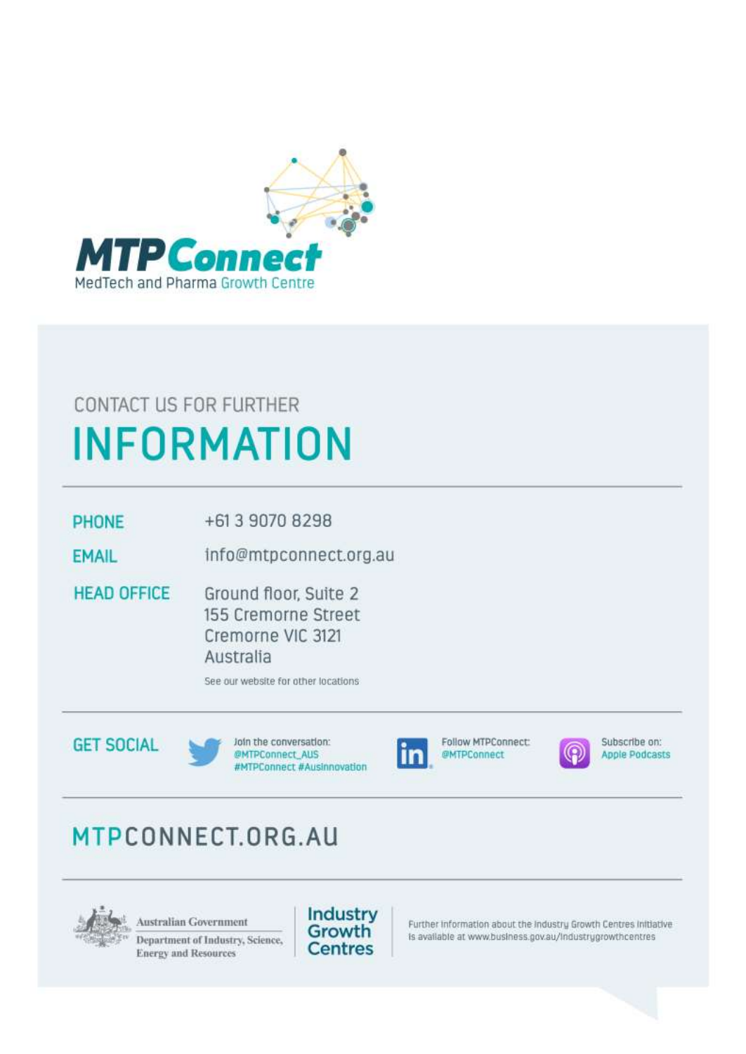MTPConnect

MedTech and Pharma Growth Centre

CONTACT US FOR FURTHER

# INFORMATION

**PHONE** +61 3 9070 8298

**EMAIL** info@mtpconnect.org.au

**HEAD OFFICE** Ground floor, Suite 2
155 Cremorne Street
Cremorne VIC 3121
Australia

See our website for other locations

**GET SOCIAL**

Join the conversation:
@MTPConnect_AUS
#MTPConnect #AusInnovation

Follow MTPConnect:
@MTPConnect

Subscribe on:
Apple Podcasts

## MTPCONNECT.ORG.AU

Australian Government
Department of Industry, Science, Energy and Resources

Industry Growth Centres

Further information about the Industry Growth Centres initiative is available at www.business.gov.au/industrygrowthcentres